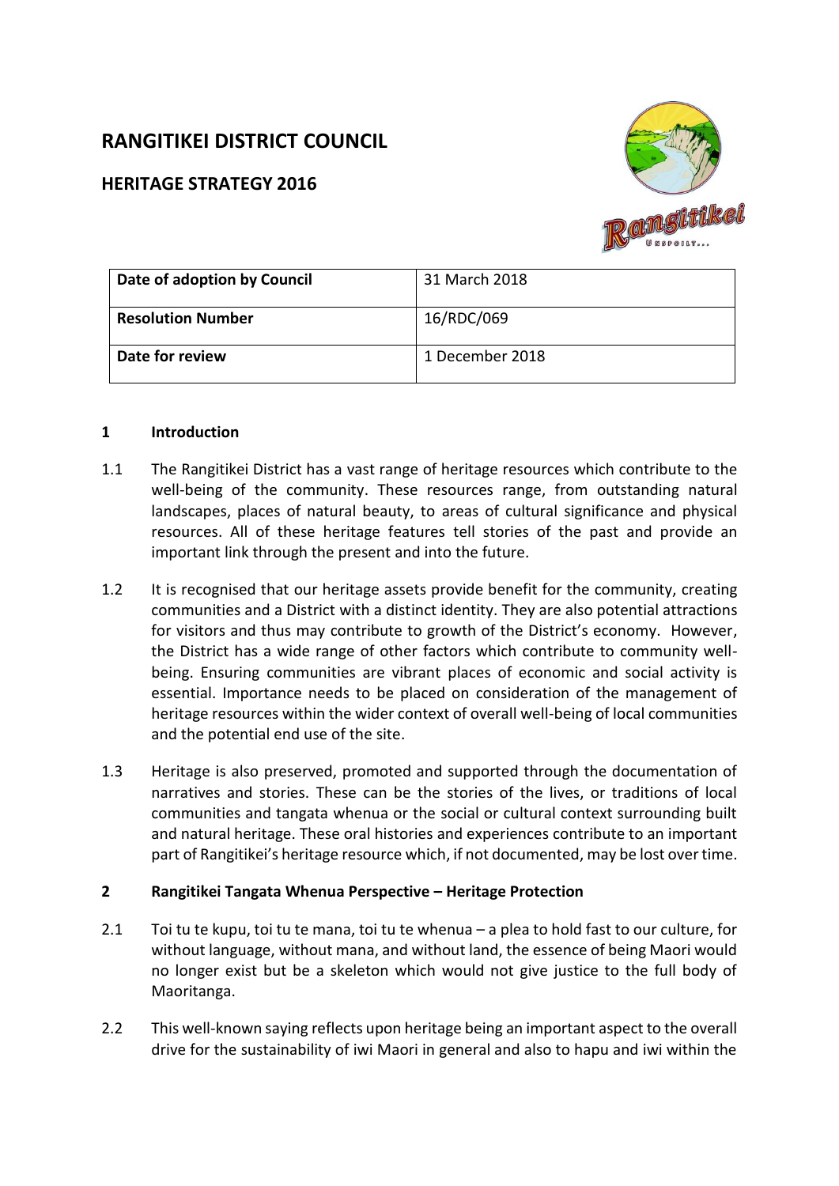# RANGITIKEI DISTRICT COUNCIL

## HERITAGE STRATEGY 2016

| Date of adoption by Council | 31 March 2018 |
| --- | --- |
| **Resolution Number** | 16/RDC/069 |
| **Date for review** | 1 December 2018 |

## 1 Introduction

1.1 The Rangitikei District has a vast range of heritage resources which contribute to the well-being of the community. These resources range, from outstanding natural landscapes, places of natural beauty, to areas of cultural significance and physical resources. All of these heritage features tell stories of the past and provide an important link through the present and into the future.

1.2 It is recognised that our heritage assets provide benefit for the community, creating communities and a District with a distinct identity. They are also potential attractions for visitors and thus may contribute to growth of the District's economy. However, the District has a wide range of other factors which contribute to community well-being. Ensuring communities are vibrant places of economic and social activity is essential. Importance needs to be placed on consideration of the management of heritage resources within the wider context of overall well-being of local communities and the potential end use of the site.

1.3 Heritage is also preserved, promoted and supported through the documentation of narratives and stories. These can be the stories of the lives, or traditions of local communities and tangata whenua or the social or cultural context surrounding built and natural heritage. These oral histories and experiences contribute to an important part of Rangitikei's heritage resource which, if not documented, may be lost over time.

## 2 Rangitikei Tangata Whenua Perspective – Heritage Protection

2.1 Toi tu te kupu, toi tu te mana, toi tu te whenua – a plea to hold fast to our culture, for without language, without mana, and without land, the essence of being Maori would no longer exist but be a skeleton which would not give justice to the full body of Maoritanga.

2.2 This well-known saying reflects upon heritage being an important aspect to the overall drive for the sustainability of iwi Maori in general and also to hapu and iwi within the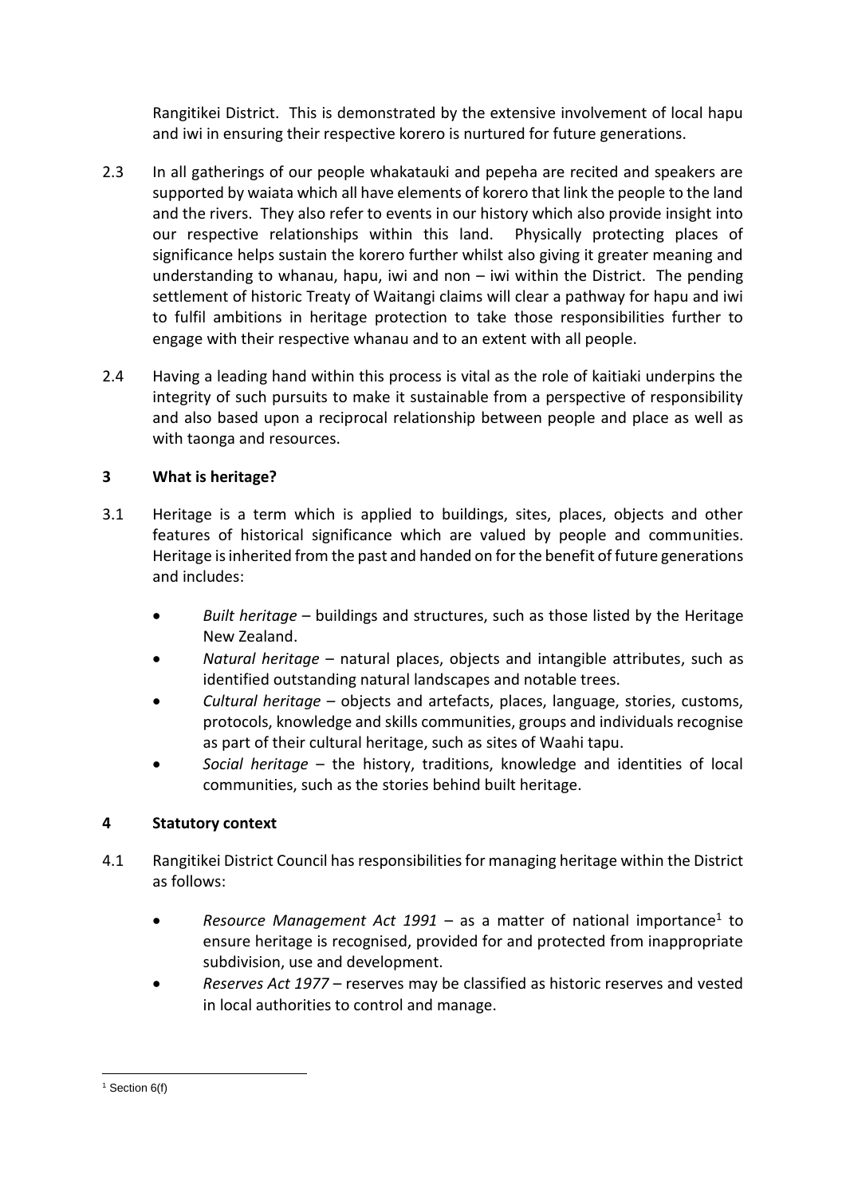Rangitikei District. This is demonstrated by the extensive involvement of local hapu and iwi in ensuring their respective korero is nurtured for future generations.

2.3 In all gatherings of our people whakatauki and pepeha are recited and speakers are supported by waiata which all have elements of korero that link the people to the land and the rivers. They also refer to events in our history which also provide insight into our respective relationships within this land. Physically protecting places of significance helps sustain the korero further whilst also giving it greater meaning and understanding to whanau, hapu, iwi and non – iwi within the District. The pending settlement of historic Treaty of Waitangi claims will clear a pathway for hapu and iwi to fulfil ambitions in heritage protection to take those responsibilities further to engage with their respective whanau and to an extent with all people.

2.4 Having a leading hand within this process is vital as the role of kaitiaki underpins the integrity of such pursuits to make it sustainable from a perspective of responsibility and also based upon a reciprocal relationship between people and place as well as with taonga and resources.

## 3 What is heritage?

3.1 Heritage is a term which is applied to buildings, sites, places, objects and other features of historical significance which are valued by people and communities. Heritage is inherited from the past and handed on for the benefit of future generations and includes:

- *Built heritage* – buildings and structures, such as those listed by the Heritage New Zealand.
- *Natural heritage* – natural places, objects and intangible attributes, such as identified outstanding natural landscapes and notable trees.
- *Cultural heritage* – objects and artefacts, places, language, stories, customs, protocols, knowledge and skills communities, groups and individuals recognise as part of their cultural heritage, such as sites of Waahi tapu.
- *Social heritage* – the history, traditions, knowledge and identities of local communities, such as the stories behind built heritage.

## 4 Statutory context

4.1 Rangitikei District Council has responsibilities for managing heritage within the District as follows:

- *Resource Management Act 1991* – as a matter of national importance[1] to ensure heritage is recognised, provided for and protected from inappropriate subdivision, use and development.
- *Reserves Act 1977* – reserves may be classified as historic reserves and vested in local authorities to control and manage.

[1] Section 6(f)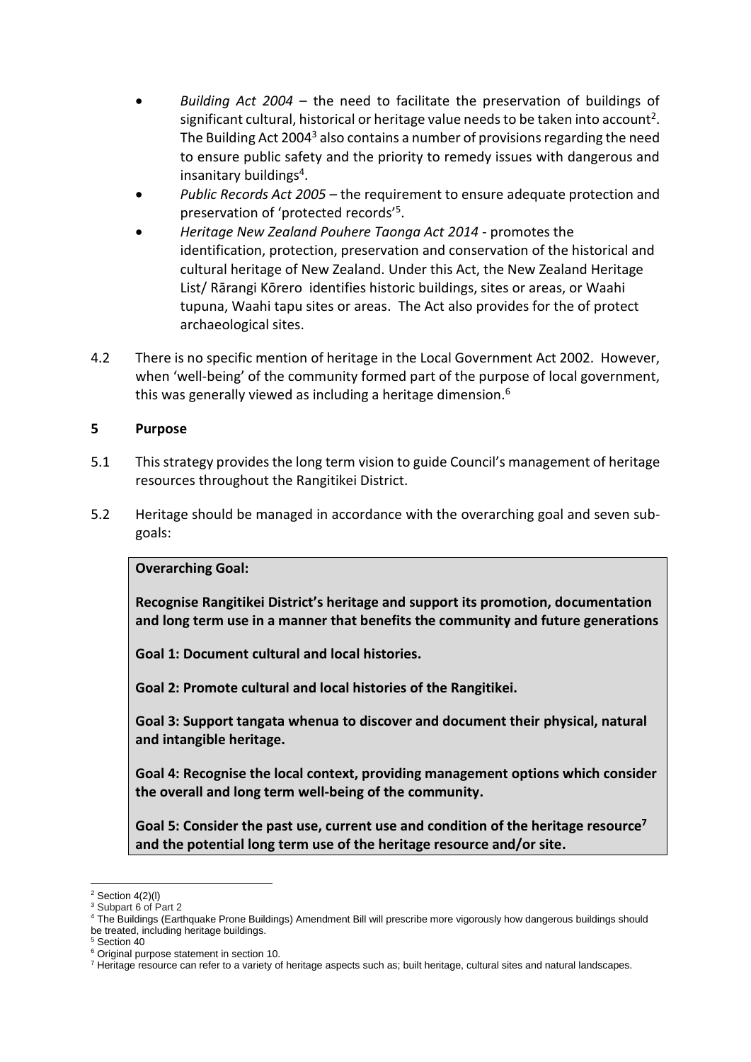- *Building Act 2004* – the need to facilitate the preservation of buildings of significant cultural, historical or heritage value needs to be taken into account[2]. The Building Act 2004[3] also contains a number of provisions regarding the need to ensure public safety and the priority to remedy issues with dangerous and insanitary buildings[4].
- *Public Records Act 2005* – the requirement to ensure adequate protection and preservation of 'protected records'[5].
- *Heritage New Zealand Pouhere Taonga Act 2014* - promotes the identification, protection, preservation and conservation of the historical and cultural heritage of New Zealand. Under this Act, the New Zealand Heritage List/ Rārangi Kōrero identifies historic buildings, sites or areas, or Waahi tupuna, Waahi tapu sites or areas. The Act also provides for the of protect archaeological sites.

4.2 There is no specific mention of heritage in the Local Government Act 2002. However, when 'well-being' of the community formed part of the purpose of local government, this was generally viewed as including a heritage dimension.[6]

## 5 Purpose

5.1 This strategy provides the long term vision to guide Council's management of heritage resources throughout the Rangitikei District.

5.2 Heritage should be managed in accordance with the overarching goal and seven sub-goals:

**Overarching Goal:**

**Recognise Rangitikei District's heritage and support its promotion, documentation and long term use in a manner that benefits the community and future generations**

**Goal 1: Document cultural and local histories.**

**Goal 2: Promote cultural and local histories of the Rangitikei.**

**Goal 3: Support tangata whenua to discover and document their physical, natural and intangible heritage.**

**Goal 4: Recognise the local context, providing management options which consider the overall and long term well-being of the community.**

**Goal 5: Consider the past use, current use and condition of the heritage resource[7] and the potential long term use of the heritage resource and/or site.**

---

[2] Section 4(2)(l)

[3] Subpart 6 of Part 2

[4] The Buildings (Earthquake Prone Buildings) Amendment Bill will prescribe more vigorously how dangerous buildings should be treated, including heritage buildings.

[5] Section 40

[6] Original purpose statement in section 10.

[7] Heritage resource can refer to a variety of heritage aspects such as; built heritage, cultural sites and natural landscapes.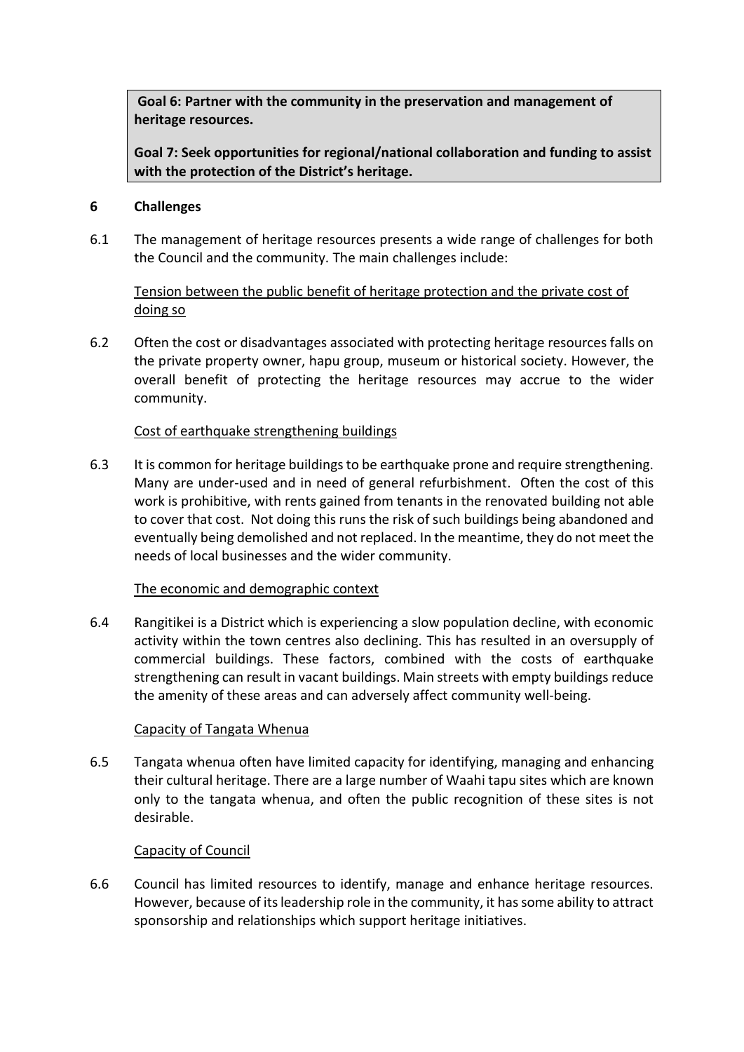**Goal 6: Partner with the community in the preservation and management of heritage resources.**

**Goal 7: Seek opportunities for regional/national collaboration and funding to assist with the protection of the District's heritage.**

## 6 Challenges

6.1 The management of heritage resources presents a wide range of challenges for both the Council and the community. The main challenges include:

<u>Tension between the public benefit of heritage protection and the private cost of doing so</u>

6.2 Often the cost or disadvantages associated with protecting heritage resources falls on the private property owner, hapu group, museum or historical society. However, the overall benefit of protecting the heritage resources may accrue to the wider community.

<u>Cost of earthquake strengthening buildings</u>

6.3 It is common for heritage buildings to be earthquake prone and require strengthening. Many are under-used and in need of general refurbishment. Often the cost of this work is prohibitive, with rents gained from tenants in the renovated building not able to cover that cost. Not doing this runs the risk of such buildings being abandoned and eventually being demolished and not replaced. In the meantime, they do not meet the needs of local businesses and the wider community.

<u>The economic and demographic context</u>

6.4 Rangitikei is a District which is experiencing a slow population decline, with economic activity within the town centres also declining. This has resulted in an oversupply of commercial buildings. These factors, combined with the costs of earthquake strengthening can result in vacant buildings. Main streets with empty buildings reduce the amenity of these areas and can adversely affect community well-being.

<u>Capacity of Tangata Whenua</u>

6.5 Tangata whenua often have limited capacity for identifying, managing and enhancing their cultural heritage. There are a large number of Waahi tapu sites which are known only to the tangata whenua, and often the public recognition of these sites is not desirable.

<u>Capacity of Council</u>

6.6 Council has limited resources to identify, manage and enhance heritage resources. However, because of its leadership role in the community, it has some ability to attract sponsorship and relationships which support heritage initiatives.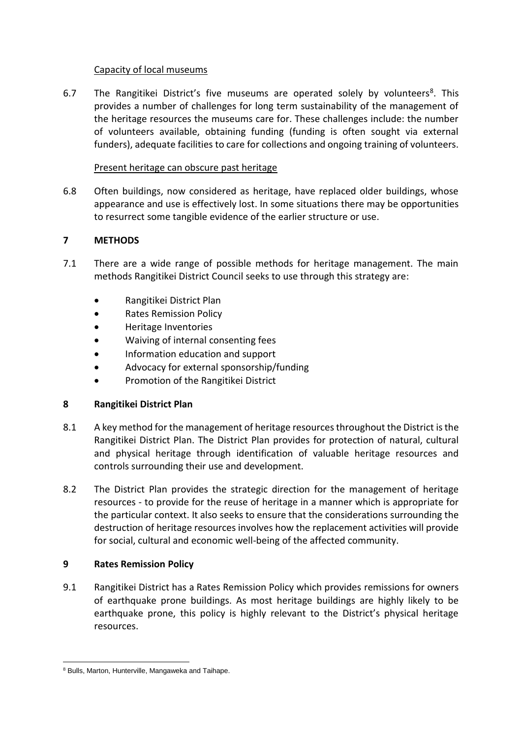Capacity of local museums

6.7 The Rangitikei District's five museums are operated solely by volunteers[8]. This provides a number of challenges for long term sustainability of the management of the heritage resources the museums care for. These challenges include: the number of volunteers available, obtaining funding (funding is often sought via external funders), adequate facilities to care for collections and ongoing training of volunteers.

Present heritage can obscure past heritage

6.8 Often buildings, now considered as heritage, have replaced older buildings, whose appearance and use is effectively lost. In some situations there may be opportunities to resurrect some tangible evidence of the earlier structure or use.

## 7 METHODS

7.1 There are a wide range of possible methods for heritage management. The main methods Rangitikei District Council seeks to use through this strategy are:

- Rangitikei District Plan
- Rates Remission Policy
- Heritage Inventories
- Waiving of internal consenting fees
- Information education and support
- Advocacy for external sponsorship/funding
- Promotion of the Rangitikei District

## 8 Rangitikei District Plan

8.1 A key method for the management of heritage resources throughout the District is the Rangitikei District Plan. The District Plan provides for protection of natural, cultural and physical heritage through identification of valuable heritage resources and controls surrounding their use and development.

8.2 The District Plan provides the strategic direction for the management of heritage resources - to provide for the reuse of heritage in a manner which is appropriate for the particular context. It also seeks to ensure that the considerations surrounding the destruction of heritage resources involves how the replacement activities will provide for social, cultural and economic well-being of the affected community.

## 9 Rates Remission Policy

9.1 Rangitikei District has a Rates Remission Policy which provides remissions for owners of earthquake prone buildings. As most heritage buildings are highly likely to be earthquake prone, this policy is highly relevant to the District's physical heritage resources.

[8] Bulls, Marton, Hunterville, Mangaweka and Taihape.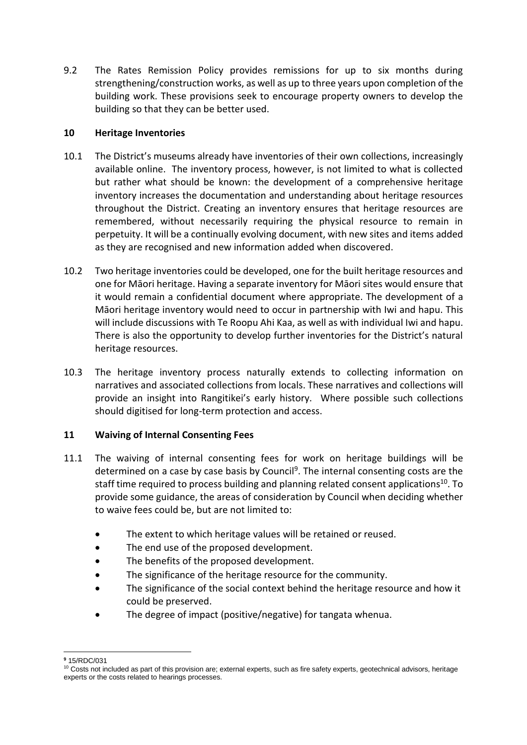9.2 The Rates Remission Policy provides remissions for up to six months during strengthening/construction works, as well as up to three years upon completion of the building work. These provisions seek to encourage property owners to develop the building so that they can be better used.

## 10 Heritage Inventories

10.1 The District's museums already have inventories of their own collections, increasingly available online. The inventory process, however, is not limited to what is collected but rather what should be known: the development of a comprehensive heritage inventory increases the documentation and understanding about heritage resources throughout the District. Creating an inventory ensures that heritage resources are remembered, without necessarily requiring the physical resource to remain in perpetuity. It will be a continually evolving document, with new sites and items added as they are recognised and new information added when discovered.

10.2 Two heritage inventories could be developed, one for the built heritage resources and one for Māori heritage. Having a separate inventory for Māori sites would ensure that it would remain a confidential document where appropriate. The development of a Māori heritage inventory would need to occur in partnership with Iwi and hapu. This will include discussions with Te Roopu Ahi Kaa, as well as with individual Iwi and hapu. There is also the opportunity to develop further inventories for the District's natural heritage resources.

10.3 The heritage inventory process naturally extends to collecting information on narratives and associated collections from locals. These narratives and collections will provide an insight into Rangitikei's early history. Where possible such collections should digitised for long-term protection and access.

## 11 Waiving of Internal Consenting Fees

11.1 The waiving of internal consenting fees for work on heritage buildings will be determined on a case by case basis by Council[9]. The internal consenting costs are the staff time required to process building and planning related consent applications[10]. To provide some guidance, the areas of consideration by Council when deciding whether to waive fees could be, but are not limited to:

- The extent to which heritage values will be retained or reused.
- The end use of the proposed development.
- The benefits of the proposed development.
- The significance of the heritage resource for the community.
- The significance of the social context behind the heritage resource and how it could be preserved.
- The degree of impact (positive/negative) for tangata whenua.

---

[9] 15/RDC/031

[10] Costs not included as part of this provision are; external experts, such as fire safety experts, geotechnical advisors, heritage experts or the costs related to hearings processes.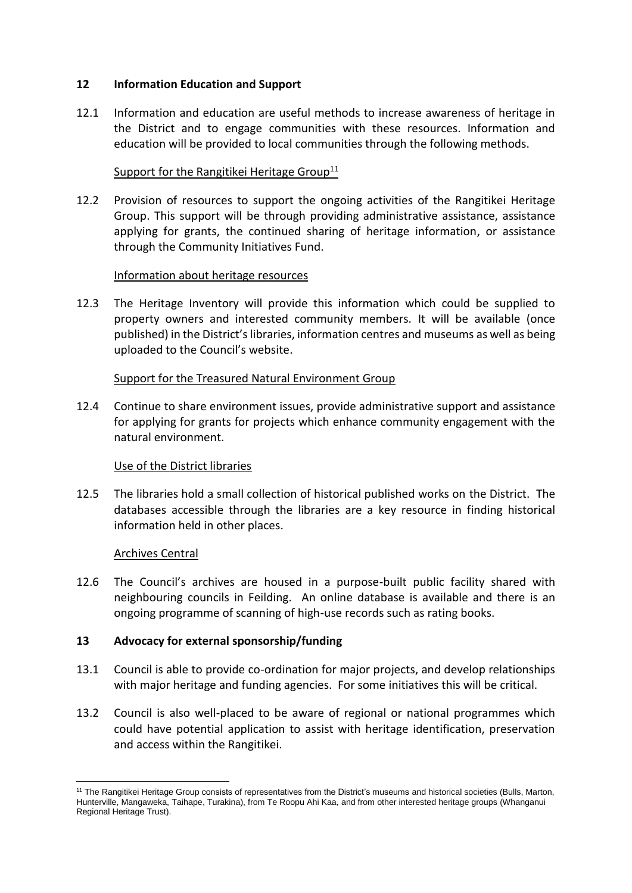## 12 Information Education and Support

12.1 Information and education are useful methods to increase awareness of heritage in the District and to engage communities with these resources. Information and education will be provided to local communities through the following methods.

Support for the Rangitikei Heritage Group[11]

12.2 Provision of resources to support the ongoing activities of the Rangitikei Heritage Group. This support will be through providing administrative assistance, assistance applying for grants, the continued sharing of heritage information, or assistance through the Community Initiatives Fund.

Information about heritage resources

12.3 The Heritage Inventory will provide this information which could be supplied to property owners and interested community members. It will be available (once published) in the District's libraries, information centres and museums as well as being uploaded to the Council's website.

Support for the Treasured Natural Environment Group

12.4 Continue to share environment issues, provide administrative support and assistance for applying for grants for projects which enhance community engagement with the natural environment.

Use of the District libraries

12.5 The libraries hold a small collection of historical published works on the District. The databases accessible through the libraries are a key resource in finding historical information held in other places.

Archives Central

12.6 The Council's archives are housed in a purpose-built public facility shared with neighbouring councils in Feilding. An online database is available and there is an ongoing programme of scanning of high-use records such as rating books.

## 13 Advocacy for external sponsorship/funding

13.1 Council is able to provide co-ordination for major projects, and develop relationships with major heritage and funding agencies. For some initiatives this will be critical.

13.2 Council is also well-placed to be aware of regional or national programmes which could have potential application to assist with heritage identification, preservation and access within the Rangitikei.

[11] The Rangitikei Heritage Group consists of representatives from the District's museums and historical societies (Bulls, Marton, Hunterville, Mangaweka, Taihape, Turakina), from Te Roopu Ahi Kaa, and from other interested heritage groups (Whanganui Regional Heritage Trust).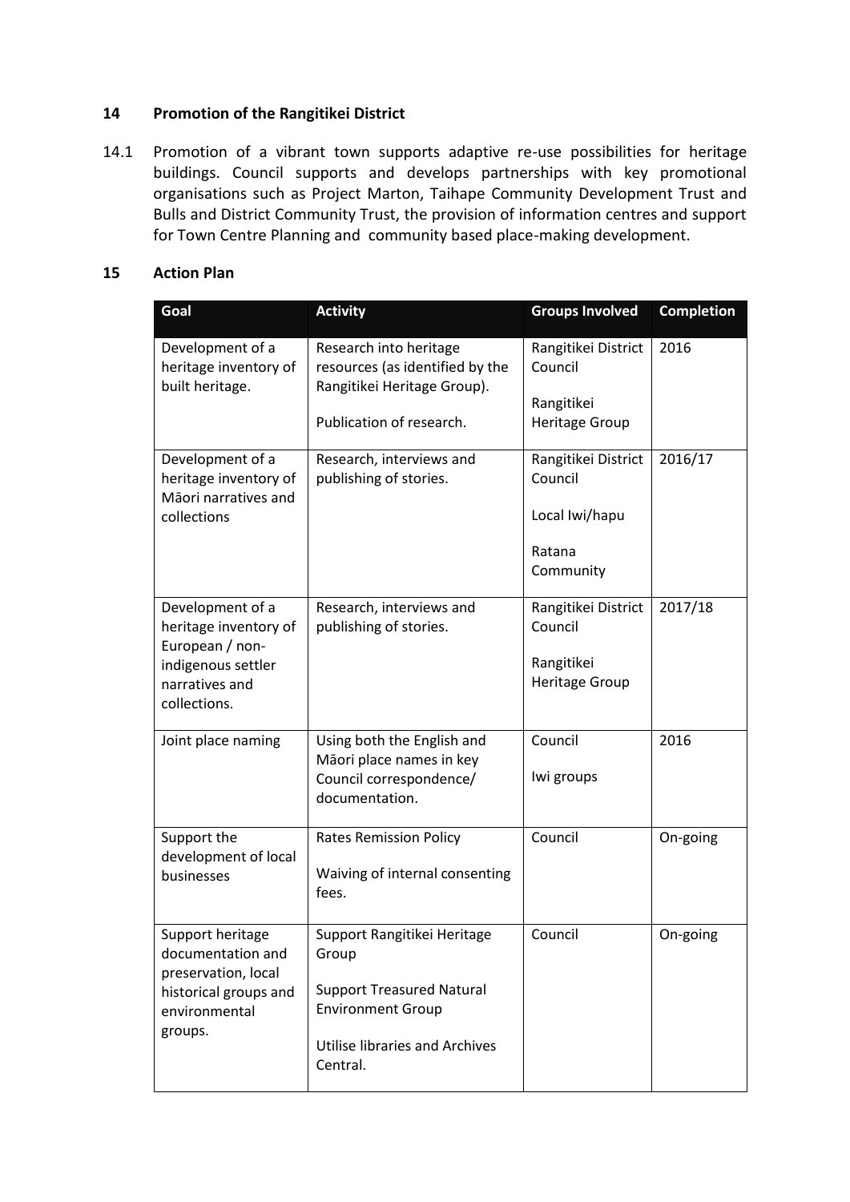## 14 Promotion of the Rangitikei District

14.1 Promotion of a vibrant town supports adaptive re-use possibilities for heritage buildings. Council supports and develops partnerships with key promotional organisations such as Project Marton, Taihape Community Development Trust and Bulls and District Community Trust, the provision of information centres and support for Town Centre Planning and community based place-making development.

## 15 Action Plan

| Goal | Activity | Groups Involved | Completion |
|---|---|---|---|
| Development of a heritage inventory of built heritage. | Research into heritage resources (as identified by the Rangitikei Heritage Group).<br><br>Publication of research. | Rangitikei District Council<br><br>Rangitikei Heritage Group | 2016 |
| Development of a heritage inventory of Māori narratives and collections | Research, interviews and publishing of stories. | Rangitikei District Council<br><br>Local Iwi/hapu<br><br>Ratana Community | 2016/17 |
| Development of a heritage inventory of European / non-indigenous settler narratives and collections. | Research, interviews and publishing of stories. | Rangitikei District Council<br><br>Rangitikei Heritage Group | 2017/18 |
| Joint place naming | Using both the English and Māori place names in key Council correspondence/ documentation. | Council<br><br>Iwi groups | 2016 |
| Support the development of local businesses | Rates Remission Policy<br><br>Waiving of internal consenting fees. | Council | On-going |
| Support heritage documentation and preservation, local historical groups and environmental groups. | Support Rangitikei Heritage Group<br><br>Support Treasured Natural Environment Group<br><br>Utilise libraries and Archives Central. | Council | On-going |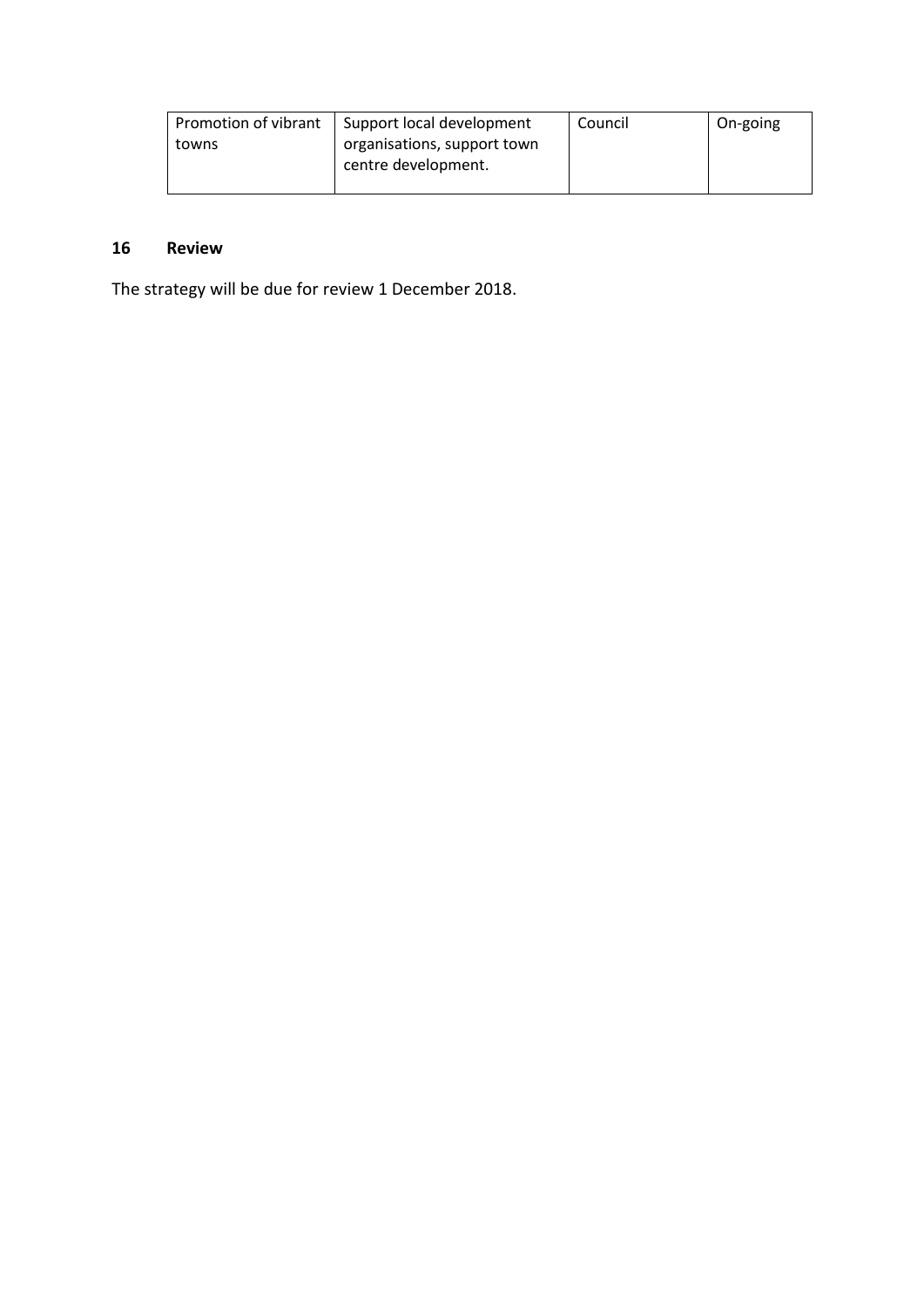| | | | |
|---|---|---|---|
| Promotion of vibrant towns | Support local development organisations, support town centre development. | Council | On-going |

## 16 Review

The strategy will be due for review 1 December 2018.